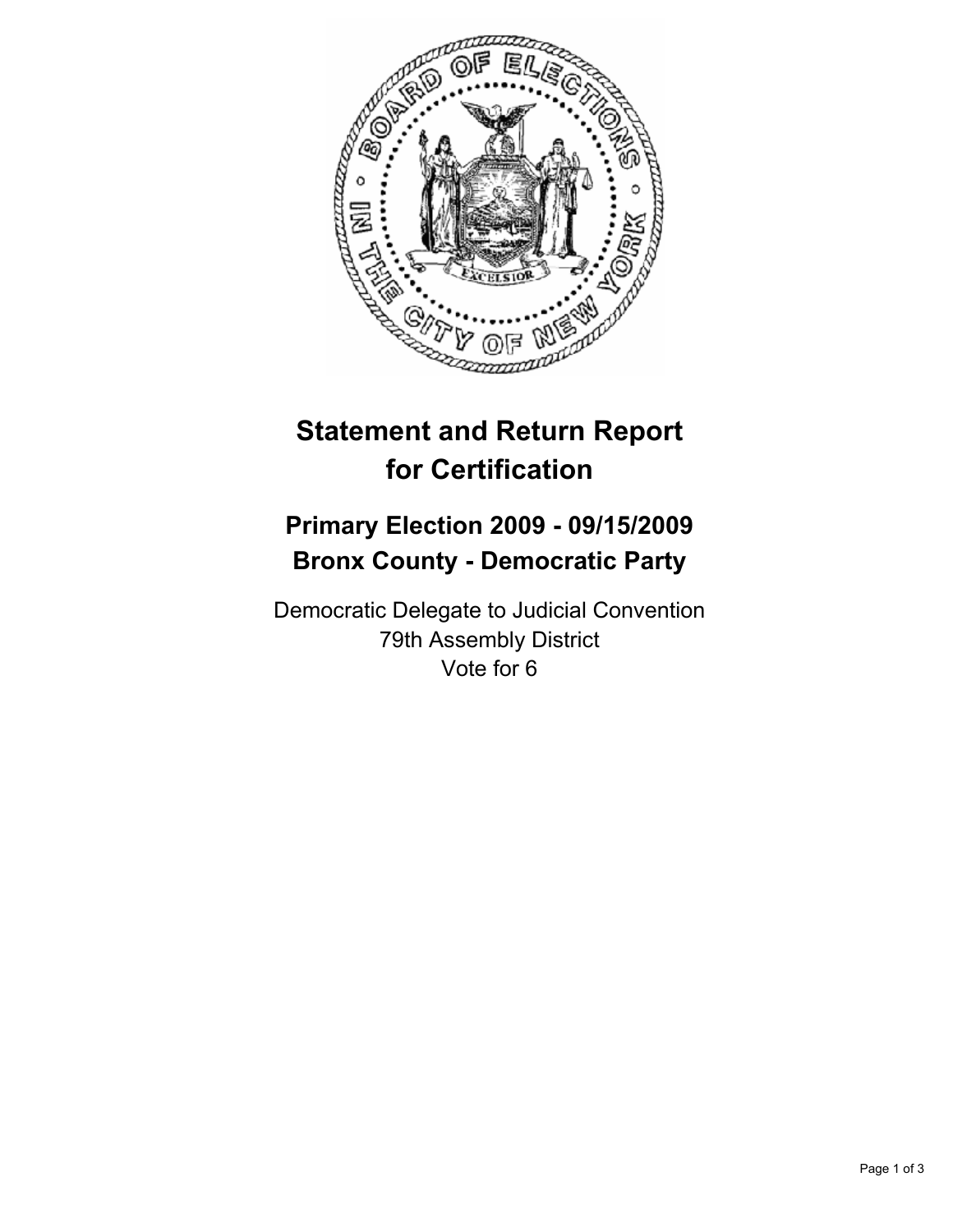# Statement and Return Report for Certification

## Primary Election 2009 - 09/15/2009
## Bronx County - Democratic Party

Democratic Delegate to Judicial Convention
79th Assembly District
Vote for 6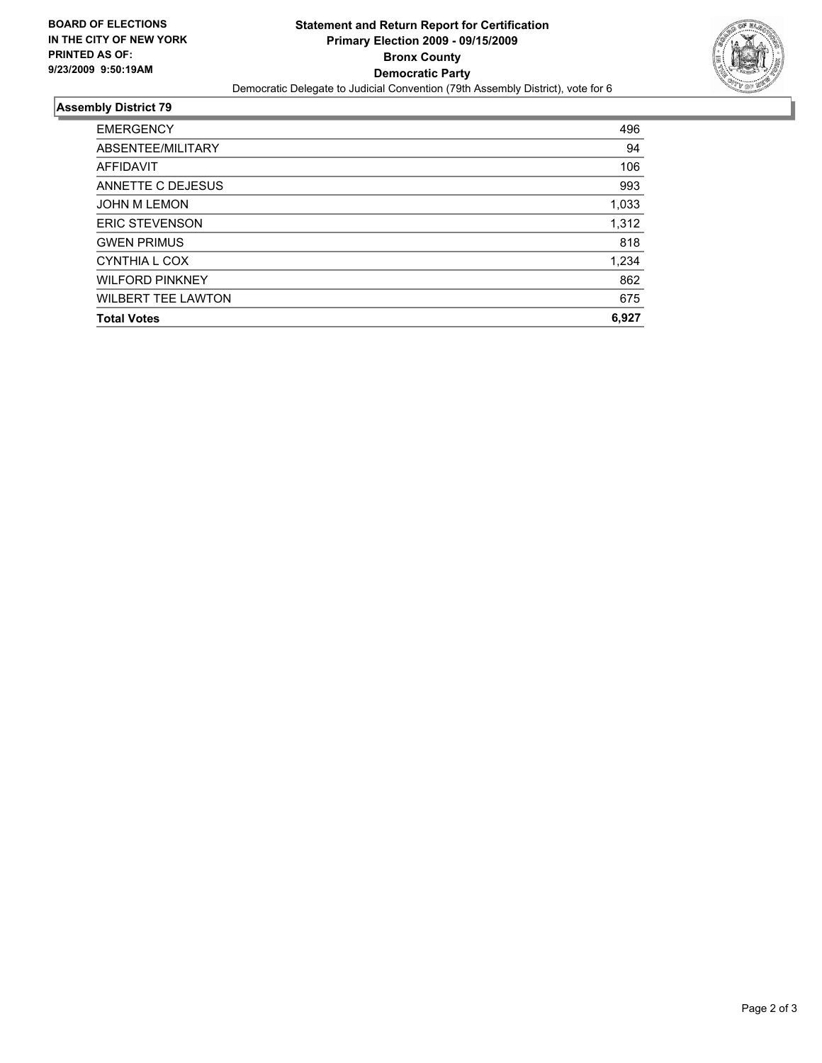**BOARD OF ELECTIONS IN THE CITY OF NEW YORK PRINTED AS OF: 9/23/2009 9:50:19AM**

**Statement and Return Report for Certification**
**Primary Election 2009 - 09/15/2009**
**Bronx County**
**Democratic Party**
Democratic Delegate to Judicial Convention (79th Assembly District), vote for 6

## Assembly District 79

| | |
|---|---|
| EMERGENCY | 496 |
| ABSENTEE/MILITARY | 94 |
| AFFIDAVIT | 106 |
| ANNETTE C DEJESUS | 993 |
| JOHN M LEMON | 1,033 |
| ERIC STEVENSON | 1,312 |
| GWEN PRIMUS | 818 |
| CYNTHIA L COX | 1,234 |
| WILFORD PINKNEY | 862 |
| WILBERT TEE LAWTON | 675 |
| **Total Votes** | **6,927** |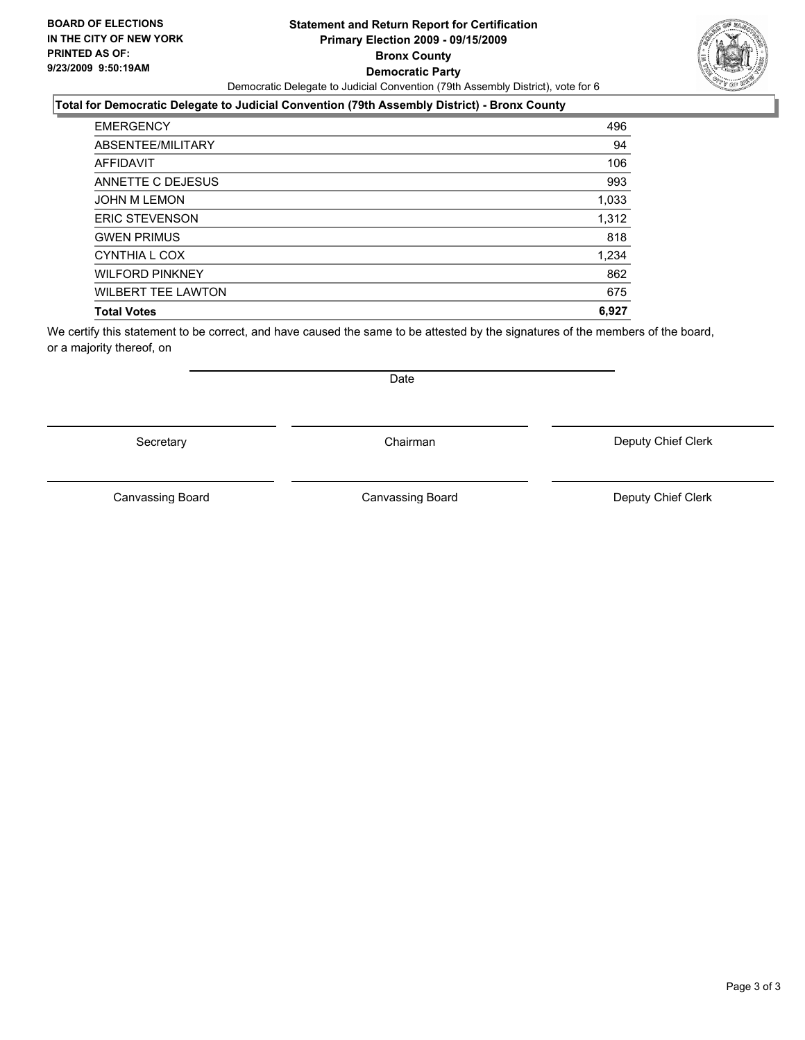**BOARD OF ELECTIONS IN THE CITY OF NEW YORK PRINTED AS OF: 9/23/2009 9:50:19AM**

# Statement and Return Report for Certification
## Primary Election 2009 - 09/15/2009
## Bronx County
## Democratic Party

Democratic Delegate to Judicial Convention (79th Assembly District), vote for 6

### Total for Democratic Delegate to Judicial Convention (79th Assembly District) - Bronx County

| | |
|---|---|
| EMERGENCY | 496 |
| ABSENTEE/MILITARY | 94 |
| AFFIDAVIT | 106 |
| ANNETTE C DEJESUS | 993 |
| JOHN M LEMON | 1,033 |
| ERIC STEVENSON | 1,312 |
| GWEN PRIMUS | 818 |
| CYNTHIA L COX | 1,234 |
| WILFORD PINKNEY | 862 |
| WILBERT TEE LAWTON | 675 |
| **Total Votes** | **6,927** |

We certify this statement to be correct, and have caused the same to be attested by the signatures of the members of the board, or a majority thereof, on

Date

Secretary

Chairman

Deputy Chief Clerk

Canvassing Board

Canvassing Board

Deputy Chief Clerk